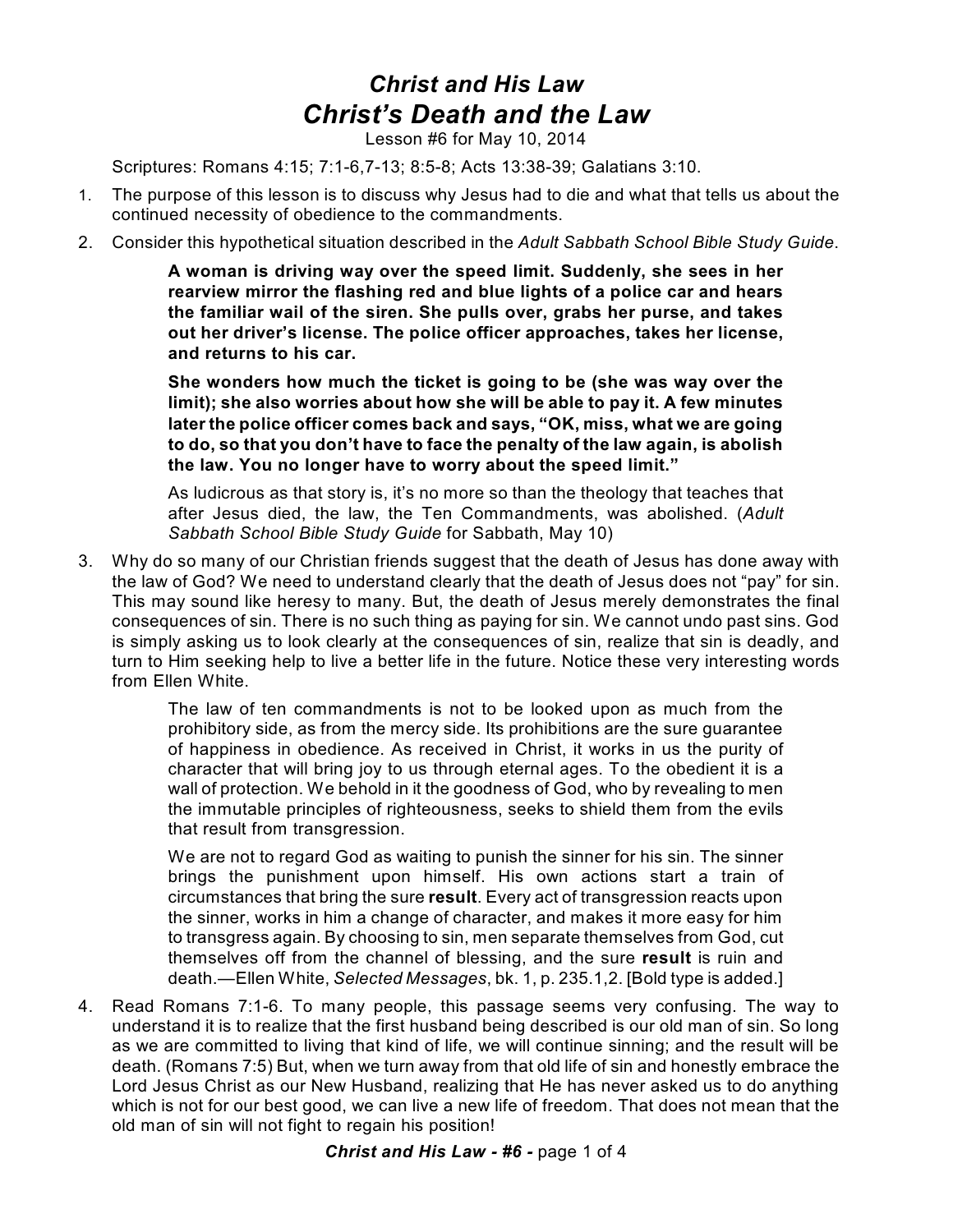# *Christ and His Law*

## *Christ's Death and the Law*

Lesson #6 for May 10, 2014

Scriptures: Romans 4:15; 7:1-6,7-13; 8:5-8; Acts 13:38-39; Galatians 3:10.

1. The purpose of this lesson is to discuss why Jesus had to die and what that tells us about the continued necessity of obedience to the commandments.

2. Consider this hypothetical situation described in the *Adult Sabbath School Bible Study Guide*.

   > **A woman is driving way over the speed limit. Suddenly, she sees in her rearview mirror the flashing red and blue lights of a police car and hears the familiar wail of the siren. She pulls over, grabs her purse, and takes out her driver's license. The police officer approaches, takes her license, and returns to his car.**
   >
   > **She wonders how much the ticket is going to be (she was way over the limit); she also worries about how she will be able to pay it. A few minutes later the police officer comes back and says, "OK, miss, what we are going to do, so that you don't have to face the penalty of the law again, is abolish the law. You no longer have to worry about the speed limit."**
   >
   > As ludicrous as that story is, it's no more so than the theology that teaches that after Jesus died, the law, the Ten Commandments, was abolished. (*Adult Sabbath School Bible Study Guide* for Sabbath, May 10)

3. Why do so many of our Christian friends suggest that the death of Jesus has done away with the law of God? We need to understand clearly that the death of Jesus does not "pay" for sin. This may sound like heresy to many. But, the death of Jesus merely demonstrates the final consequences of sin. There is no such thing as paying for sin. We cannot undo past sins. God is simply asking us to look clearly at the consequences of sin, realize that sin is deadly, and turn to Him seeking help to live a better life in the future. Notice these very interesting words from Ellen White.

   > The law of ten commandments is not to be looked upon as much from the prohibitory side, as from the mercy side. Its prohibitions are the sure guarantee of happiness in obedience. As received in Christ, it works in us the purity of character that will bring joy to us through eternal ages. To the obedient it is a wall of protection. We behold in it the goodness of God, who by revealing to men the immutable principles of righteousness, seeks to shield them from the evils that result from transgression.
   >
   > We are not to regard God as waiting to punish the sinner for his sin. The sinner brings the punishment upon himself. His own actions start a train of circumstances that bring the sure **result**. Every act of transgression reacts upon the sinner, works in him a change of character, and makes it more easy for him to transgress again. By choosing to sin, men separate themselves from God, cut themselves off from the channel of blessing, and the sure **result** is ruin and death.—Ellen White, *Selected Messages*, bk. 1, p. 235.1,2. [Bold type is added.]

4. Read Romans 7:1-6. To many people, this passage seems very confusing. The way to understand it is to realize that the first husband being described is our old man of sin. So long as we are committed to living that kind of life, we will continue sinning; and the result will be death. (Romans 7:5) But, when we turn away from that old life of sin and honestly embrace the Lord Jesus Christ as our New Husband, realizing that He has never asked us to do anything which is not for our best good, we can live a new life of freedom. That does not mean that the old man of sin will not fight to regain his position!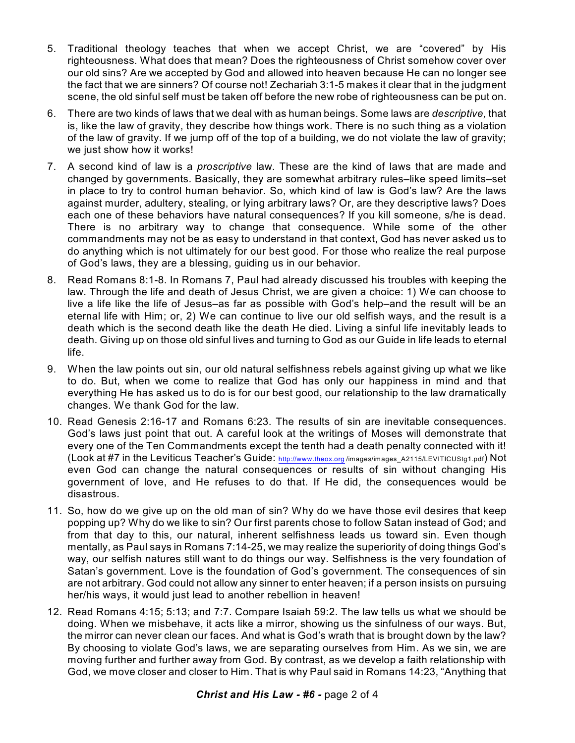5. Traditional theology teaches that when we accept Christ, we are "covered" by His righteousness. What does that mean? Does the righteousness of Christ somehow cover over our old sins? Are we accepted by God and allowed into heaven because He can no longer see the fact that we are sinners? Of course not! Zechariah 3:1-5 makes it clear that in the judgment scene, the old sinful self must be taken off before the new robe of righteousness can be put on.

6. There are two kinds of laws that we deal with as human beings. Some laws are *descriptive,* that is, like the law of gravity, they describe how things work. There is no such thing as a violation of the law of gravity. If we jump off of the top of a building, we do not violate the law of gravity; we just show how it works!

7. A second kind of law is a *proscriptive* law. These are the kind of laws that are made and changed by governments. Basically, they are somewhat arbitrary rules–like speed limits–set in place to try to control human behavior. So, which kind of law is God's law? Are the laws against murder, adultery, stealing, or lying arbitrary laws? Or, are they descriptive laws? Does each one of these behaviors have natural consequences? If you kill someone, s/he is dead. There is no arbitrary way to change that consequence. While some of the other commandments may not be as easy to understand in that context, God has never asked us to do anything which is not ultimately for our best good. For those who realize the real purpose of God's laws, they are a blessing, guiding us in our behavior.

8. Read Romans 8:1-8. In Romans 7, Paul had already discussed his troubles with keeping the law. Through the life and death of Jesus Christ, we are given a choice: 1) We can choose to live a life like the life of Jesus–as far as possible with God's help–and the result will be an eternal life with Him; or, 2) We can continue to live our old selfish ways, and the result is a death which is the second death like the death He died. Living a sinful life inevitably leads to death. Giving up on those old sinful lives and turning to God as our Guide in life leads to eternal life.

9. When the law points out sin, our old natural selfishness rebels against giving up what we like to do. But, when we come to realize that God has only our happiness in mind and that everything He has asked us to do is for our best good, our relationship to the law dramatically changes. We thank God for the law.

10. Read Genesis 2:16-17 and Romans 6:23. The results of sin are inevitable consequences. God's laws just point that out. A careful look at the writings of Moses will demonstrate that every one of the Ten Commandments except the tenth had a death penalty connected with it! (Look at #7 in the Leviticus Teacher's Guide: http://www.theox.org/images/images_A2115/LEVITICUStg1.pdf) Not even God can change the natural consequences or results of sin without changing His government of love, and He refuses to do that. If He did, the consequences would be disastrous.

11. So, how do we give up on the old man of sin? Why do we have those evil desires that keep popping up? Why do we like to sin? Our first parents chose to follow Satan instead of God; and from that day to this, our natural, inherent selfishness leads us toward sin. Even though mentally, as Paul says in Romans 7:14-25, we may realize the superiority of doing things God's way, our selfish natures still want to do things our way. Selfishness is the very foundation of Satan's government. Love is the foundation of God's government. The consequences of sin are not arbitrary. God could not allow any sinner to enter heaven; if a person insists on pursuing her/his ways, it would just lead to another rebellion in heaven!

12. Read Romans 4:15; 5:13; and 7:7. Compare Isaiah 59:2. The law tells us what we should be doing. When we misbehave, it acts like a mirror, showing us the sinfulness of our ways. But, the mirror can never clean our faces. And what is God's wrath that is brought down by the law? By choosing to violate God's laws, we are separating ourselves from Him. As we sin, we are moving further and further away from God. By contrast, as we develop a faith relationship with God, we move closer and closer to Him. That is why Paul said in Romans 14:23, "Anything that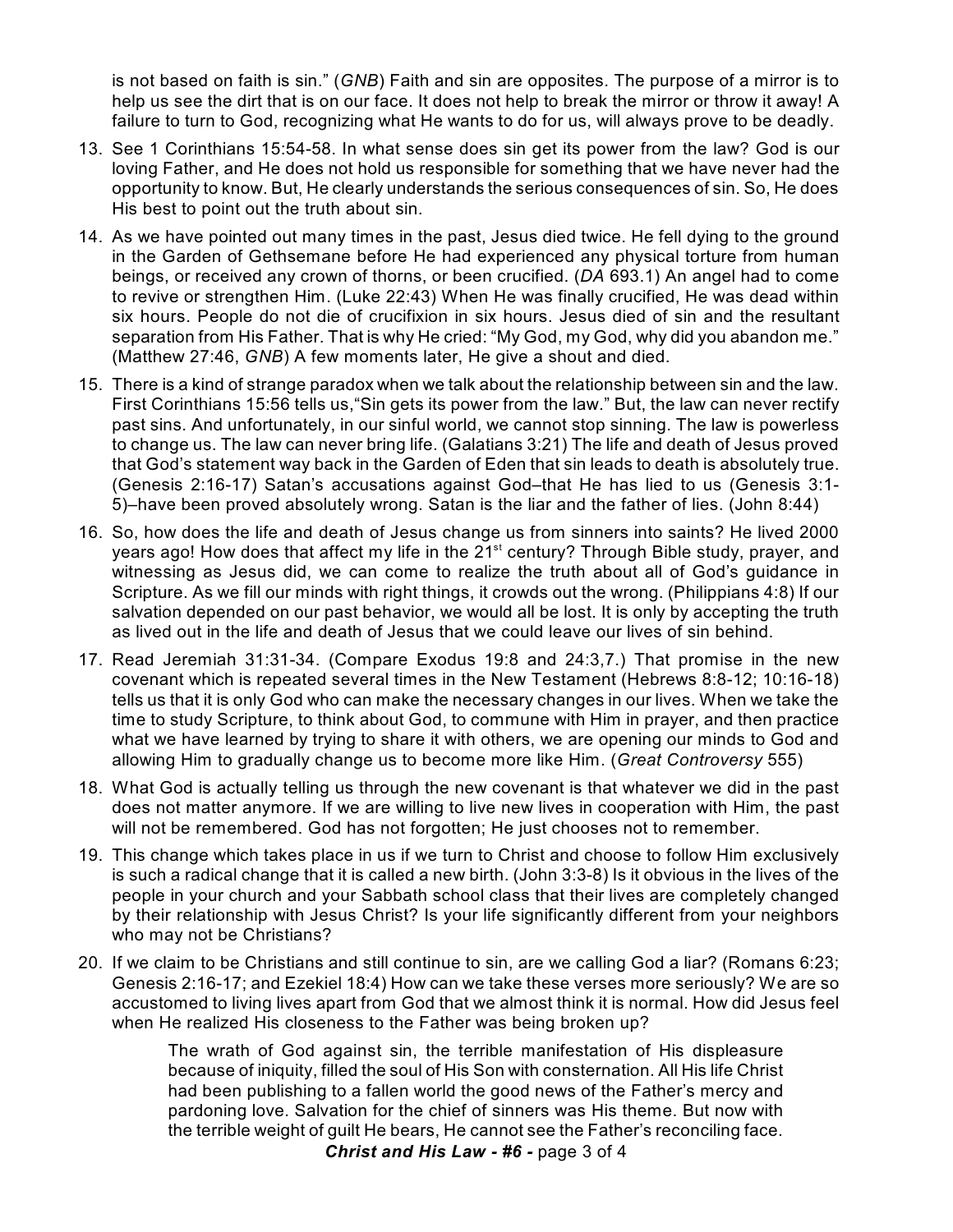is not based on faith is sin." (*GNB*) Faith and sin are opposites. The purpose of a mirror is to help us see the dirt that is on our face. It does not help to break the mirror or throw it away! A failure to turn to God, recognizing what He wants to do for us, will always prove to be deadly.

13. See 1 Corinthians 15:54-58. In what sense does sin get its power from the law? God is our loving Father, and He does not hold us responsible for something that we have never had the opportunity to know. But, He clearly understands the serious consequences of sin. So, He does His best to point out the truth about sin.

14. As we have pointed out many times in the past, Jesus died twice. He fell dying to the ground in the Garden of Gethsemane before He had experienced any physical torture from human beings, or received any crown of thorns, or been crucified. (*DA* 693.1) An angel had to come to revive or strengthen Him. (Luke 22:43) When He was finally crucified, He was dead within six hours. People do not die of crucifixion in six hours. Jesus died of sin and the resultant separation from His Father. That is why He cried: "My God, my God, why did you abandon me." (Matthew 27:46, *GNB*) A few moments later, He give a shout and died.

15. There is a kind of strange paradox when we talk about the relationship between sin and the law. First Corinthians 15:56 tells us,"Sin gets its power from the law." But, the law can never rectify past sins. And unfortunately, in our sinful world, we cannot stop sinning. The law is powerless to change us. The law can never bring life. (Galatians 3:21) The life and death of Jesus proved that God's statement way back in the Garden of Eden that sin leads to death is absolutely true. (Genesis 2:16-17) Satan's accusations against God–that He has lied to us (Genesis 3:1-5)–have been proved absolutely wrong. Satan is the liar and the father of lies. (John 8:44)

16. So, how does the life and death of Jesus change us from sinners into saints? He lived 2000 years ago! How does that affect my life in the 21st century? Through Bible study, prayer, and witnessing as Jesus did, we can come to realize the truth about all of God's guidance in Scripture. As we fill our minds with right things, it crowds out the wrong. (Philippians 4:8) If our salvation depended on our past behavior, we would all be lost. It is only by accepting the truth as lived out in the life and death of Jesus that we could leave our lives of sin behind.

17. Read Jeremiah 31:31-34. (Compare Exodus 19:8 and 24:3,7.) That promise in the new covenant which is repeated several times in the New Testament (Hebrews 8:8-12; 10:16-18) tells us that it is only God who can make the necessary changes in our lives. When we take the time to study Scripture, to think about God, to commune with Him in prayer, and then practice what we have learned by trying to share it with others, we are opening our minds to God and allowing Him to gradually change us to become more like Him. (*Great Controversy* 555)

18. What God is actually telling us through the new covenant is that whatever we did in the past does not matter anymore. If we are willing to live new lives in cooperation with Him, the past will not be remembered. God has not forgotten; He just chooses not to remember.

19. This change which takes place in us if we turn to Christ and choose to follow Him exclusively is such a radical change that it is called a new birth. (John 3:3-8) Is it obvious in the lives of the people in your church and your Sabbath school class that their lives are completely changed by their relationship with Jesus Christ? Is your life significantly different from your neighbors who may not be Christians?

20. If we claim to be Christians and still continue to sin, are we calling God a liar? (Romans 6:23; Genesis 2:16-17; and Ezekiel 18:4) How can we take these verses more seriously? We are so accustomed to living lives apart from God that we almost think it is normal. How did Jesus feel when He realized His closeness to the Father was being broken up?

> The wrath of God against sin, the terrible manifestation of His displeasure because of iniquity, filled the soul of His Son with consternation. All His life Christ had been publishing to a fallen world the good news of the Father's mercy and pardoning love. Salvation for the chief of sinners was His theme. But now with the terrible weight of guilt He bears, He cannot see the Father's reconciling face.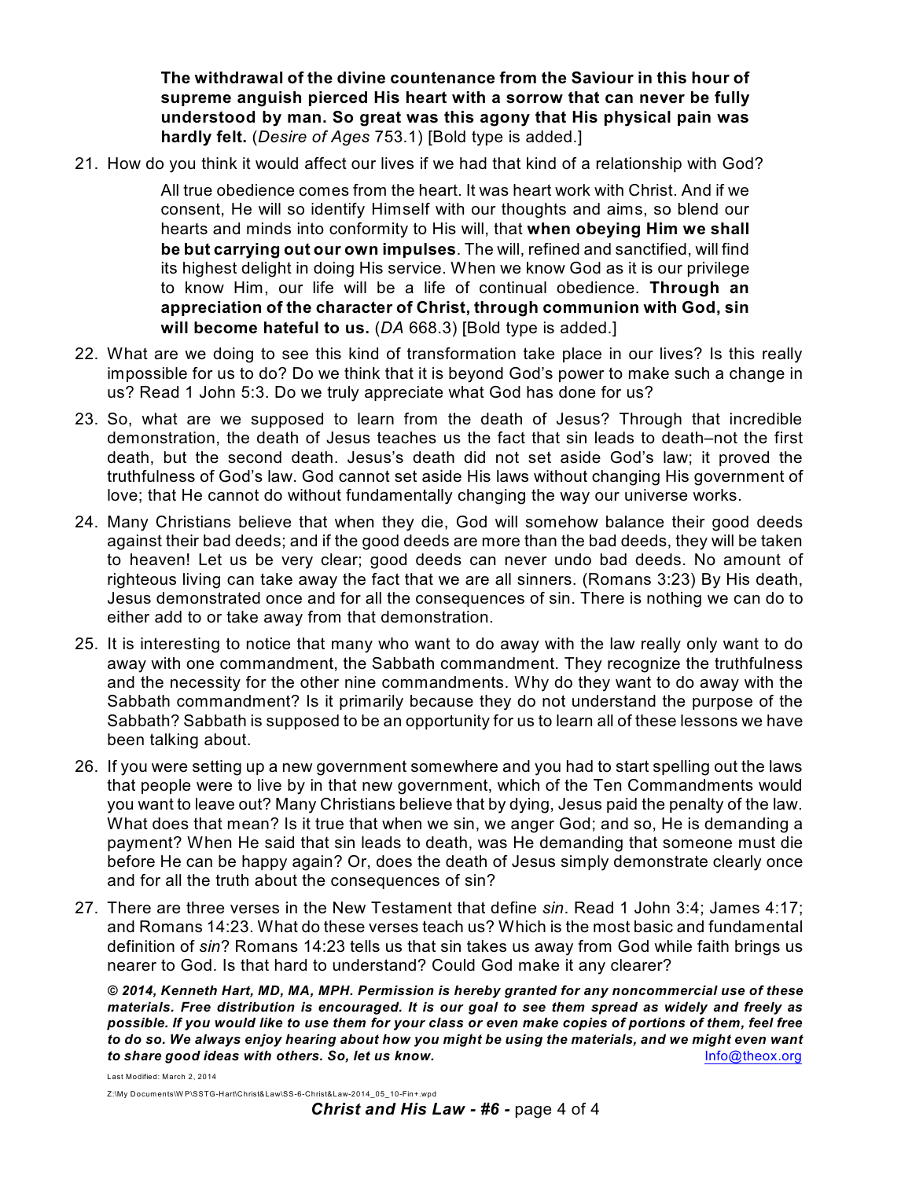> **The withdrawal of the divine countenance from the Saviour in this hour of supreme anguish pierced His heart with a sorrow that can never be fully understood by man. So great was this agony that His physical pain was hardly felt.** (*Desire of Ages* 753.1) [Bold type is added.]

21. How do you think it would affect our lives if we had that kind of a relationship with God?

> All true obedience comes from the heart. It was heart work with Christ. And if we consent, He will so identify Himself with our thoughts and aims, so blend our hearts and minds into conformity to His will, that **when obeying Him we shall be but carrying out our own impulses**. The will, refined and sanctified, will find its highest delight in doing His service. When we know God as it is our privilege to know Him, our life will be a life of continual obedience. **Through an appreciation of the character of Christ, through communion with God, sin will become hateful to us.** (*DA* 668.3) [Bold type is added.]

22. What are we doing to see this kind of transformation take place in our lives? Is this really impossible for us to do? Do we think that it is beyond God's power to make such a change in us? Read 1 John 5:3. Do we truly appreciate what God has done for us?

23. So, what are we supposed to learn from the death of Jesus? Through that incredible demonstration, the death of Jesus teaches us the fact that sin leads to death–not the first death, but the second death. Jesus's death did not set aside God's law; it proved the truthfulness of God's law. God cannot set aside His laws without changing His government of love; that He cannot do without fundamentally changing the way our universe works.

24. Many Christians believe that when they die, God will somehow balance their good deeds against their bad deeds; and if the good deeds are more than the bad deeds, they will be taken to heaven! Let us be very clear; good deeds can never undo bad deeds. No amount of righteous living can take away the fact that we are all sinners. (Romans 3:23) By His death, Jesus demonstrated once and for all the consequences of sin. There is nothing we can do to either add to or take away from that demonstration.

25. It is interesting to notice that many who want to do away with the law really only want to do away with one commandment, the Sabbath commandment. They recognize the truthfulness and the necessity for the other nine commandments. Why do they want to do away with the Sabbath commandment? Is it primarily because they do not understand the purpose of the Sabbath? Sabbath is supposed to be an opportunity for us to learn all of these lessons we have been talking about.

26. If you were setting up a new government somewhere and you had to start spelling out the laws that people were to live by in that new government, which of the Ten Commandments would you want to leave out? Many Christians believe that by dying, Jesus paid the penalty of the law. What does that mean? Is it true that when we sin, we anger God; and so, He is demanding a payment? When He said that sin leads to death, was He demanding that someone must die before He can be happy again? Or, does the death of Jesus simply demonstrate clearly once and for all the truth about the consequences of sin?

27. There are three verses in the New Testament that define *sin*. Read 1 John 3:4; James 4:17; and Romans 14:23. What do these verses teach us? Which is the most basic and fundamental definition of *sin*? Romans 14:23 tells us that sin takes us away from God while faith brings us nearer to God. Is that hard to understand? Could God make it any clearer?

***© 2014, Kenneth Hart, MD, MA, MPH. Permission is hereby granted for any noncommercial use of these materials. Free distribution is encouraged. It is our goal to see them spread as widely and freely as possible. If you would like to use them for your class or even make copies of portions of them, feel free to do so. We always enjoy hearing about how you might be using the materials, and we might even want to share good ideas with others. So, let us know.*** Info@theox.org

Last Modified: March 2, 2014

Z:\My Documents\WP\SSTG-Hart\Christ&Law\SS-6-Christ&Law-2014_05_10-Fin+.wpd